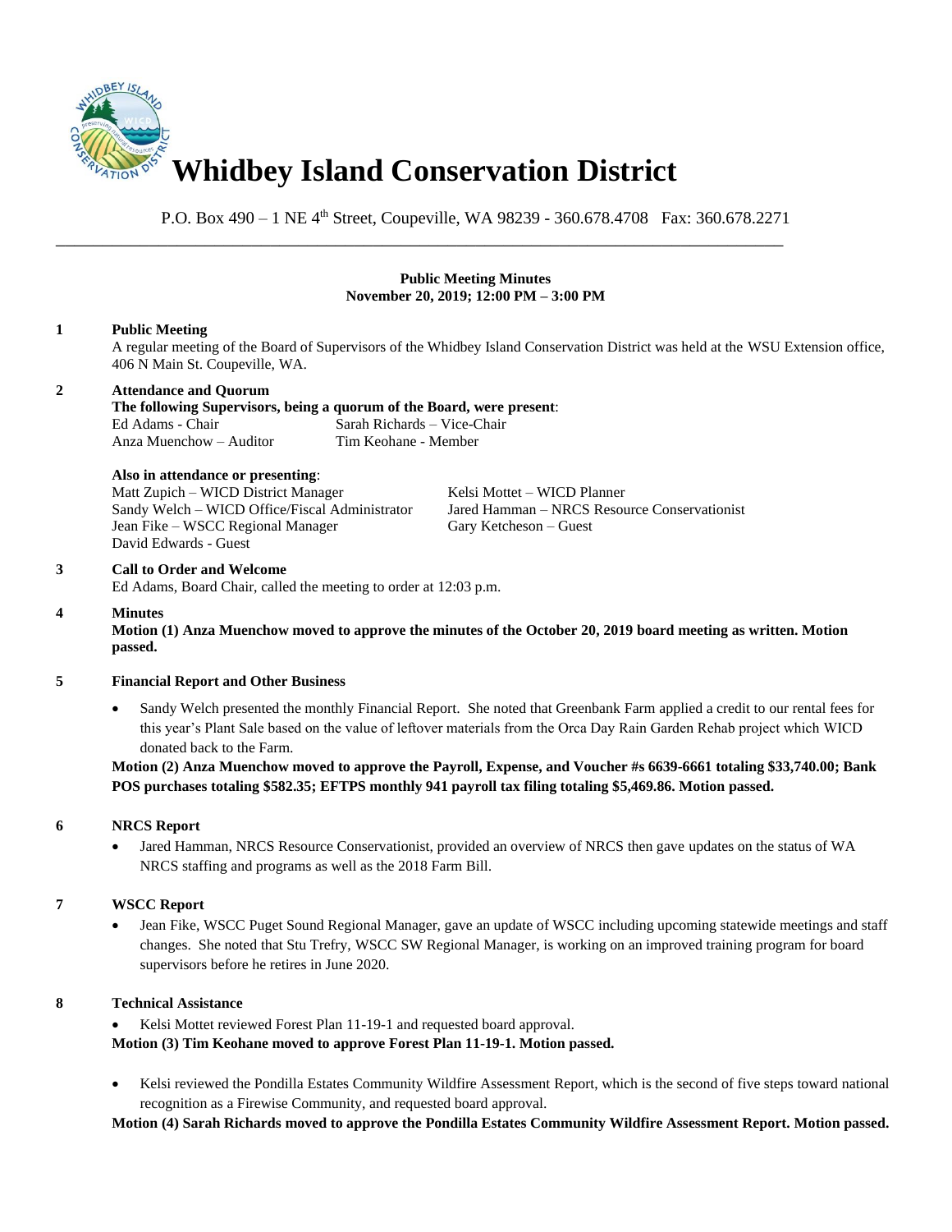# Whidbey Island Conservation District

P.O. Box 490 – 1 NE 4th Street, Coupeville, WA 98239 - 360.678.4708 Fax: 360.678.2271

**Public Meeting Minutes**
**November 20, 2019; 12:00 PM – 3:00 PM**

**1 Public Meeting**

A regular meeting of the Board of Supervisors of the Whidbey Island Conservation District was held at the WSU Extension office, 406 N Main St. Coupeville, WA.

**2 Attendance and Quorum**

**The following Supervisors, being a quorum of the Board, were present**:

Ed Adams - Chair
Sarah Richards – Vice-Chair
Anza Muenchow – Auditor
Tim Keohane - Member

**Also in attendance or presenting**:

Matt Zupich – WICD District Manager
Kelsi Mottet – WICD Planner
Sandy Welch – WICD Office/Fiscal Administrator
Jared Hamman – NRCS Resource Conservationist
Jean Fike – WSCC Regional Manager
Gary Ketcheson – Guest
David Edwards - Guest

**3 Call to Order and Welcome**

Ed Adams, Board Chair, called the meeting to order at 12:03 p.m.

**4 Minutes**

**Motion (1) Anza Muenchow moved to approve the minutes of the October 20, 2019 board meeting as written. Motion passed.**

**5 Financial Report and Other Business**

- Sandy Welch presented the monthly Financial Report. She noted that Greenbank Farm applied a credit to our rental fees for this year's Plant Sale based on the value of leftover materials from the Orca Day Rain Garden Rehab project which WICD donated back to the Farm.

**Motion (2) Anza Muenchow moved to approve the Payroll, Expense, and Voucher #s 6639-6661 totaling $33,740.00; Bank POS purchases totaling $582.35; EFTPS monthly 941 payroll tax filing totaling $5,469.86. Motion passed.**

**6 NRCS Report**

- Jared Hamman, NRCS Resource Conservationist, provided an overview of NRCS then gave updates on the status of WA NRCS staffing and programs as well as the 2018 Farm Bill.

**7 WSCC Report**

- Jean Fike, WSCC Puget Sound Regional Manager, gave an update of WSCC including upcoming statewide meetings and staff changes. She noted that Stu Trefry, WSCC SW Regional Manager, is working on an improved training program for board supervisors before he retires in June 2020.

**8 Technical Assistance**

- Kelsi Mottet reviewed Forest Plan 11-19-1 and requested board approval.

**Motion (3) Tim Keohane moved to approve Forest Plan 11-19-1. Motion passed.**

- Kelsi reviewed the Pondilla Estates Community Wildfire Assessment Report, which is the second of five steps toward national recognition as a Firewise Community, and requested board approval.

**Motion (4) Sarah Richards moved to approve the Pondilla Estates Community Wildfire Assessment Report. Motion passed.**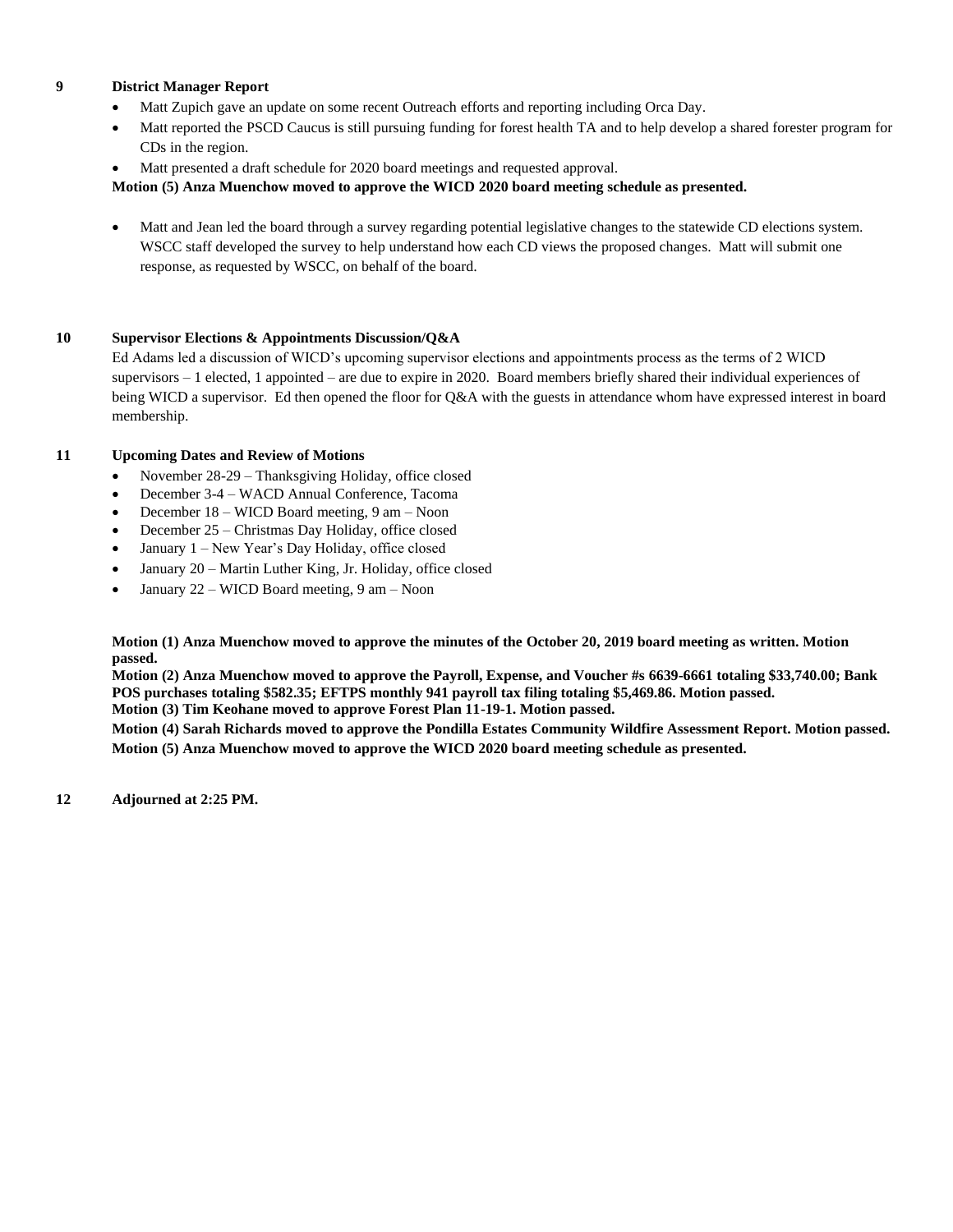**9 District Manager Report**

- Matt Zupich gave an update on some recent Outreach efforts and reporting including Orca Day.
- Matt reported the PSCD Caucus is still pursuing funding for forest health TA and to help develop a shared forester program for CDs in the region.
- Matt presented a draft schedule for 2020 board meetings and requested approval.

**Motion (5) Anza Muenchow moved to approve the WICD 2020 board meeting schedule as presented.**

- Matt and Jean led the board through a survey regarding potential legislative changes to the statewide CD elections system. WSCC staff developed the survey to help understand how each CD views the proposed changes. Matt will submit one response, as requested by WSCC, on behalf of the board.

**10 Supervisor Elections & Appointments Discussion/Q&A**

Ed Adams led a discussion of WICD's upcoming supervisor elections and appointments process as the terms of 2 WICD supervisors – 1 elected, 1 appointed – are due to expire in 2020. Board members briefly shared their individual experiences of being WICD a supervisor. Ed then opened the floor for Q&A with the guests in attendance whom have expressed interest in board membership.

**11 Upcoming Dates and Review of Motions**

- November 28-29 – Thanksgiving Holiday, office closed
- December 3-4 – WACD Annual Conference, Tacoma
- December 18 – WICD Board meeting, 9 am – Noon
- December 25 – Christmas Day Holiday, office closed
- January 1 – New Year's Day Holiday, office closed
- January 20 – Martin Luther King, Jr. Holiday, office closed
- January 22 – WICD Board meeting, 9 am – Noon

**Motion (1) Anza Muenchow moved to approve the minutes of the October 20, 2019 board meeting as written. Motion passed.**

**Motion (2) Anza Muenchow moved to approve the Payroll, Expense, and Voucher #s 6639-6661 totaling $33,740.00; Bank POS purchases totaling $582.35; EFTPS monthly 941 payroll tax filing totaling $5,469.86. Motion passed.**

**Motion (3) Tim Keohane moved to approve Forest Plan 11-19-1. Motion passed.**

**Motion (4) Sarah Richards moved to approve the Pondilla Estates Community Wildfire Assessment Report. Motion passed.**

**Motion (5) Anza Muenchow moved to approve the WICD 2020 board meeting schedule as presented.**

**12 Adjourned at 2:25 PM.**